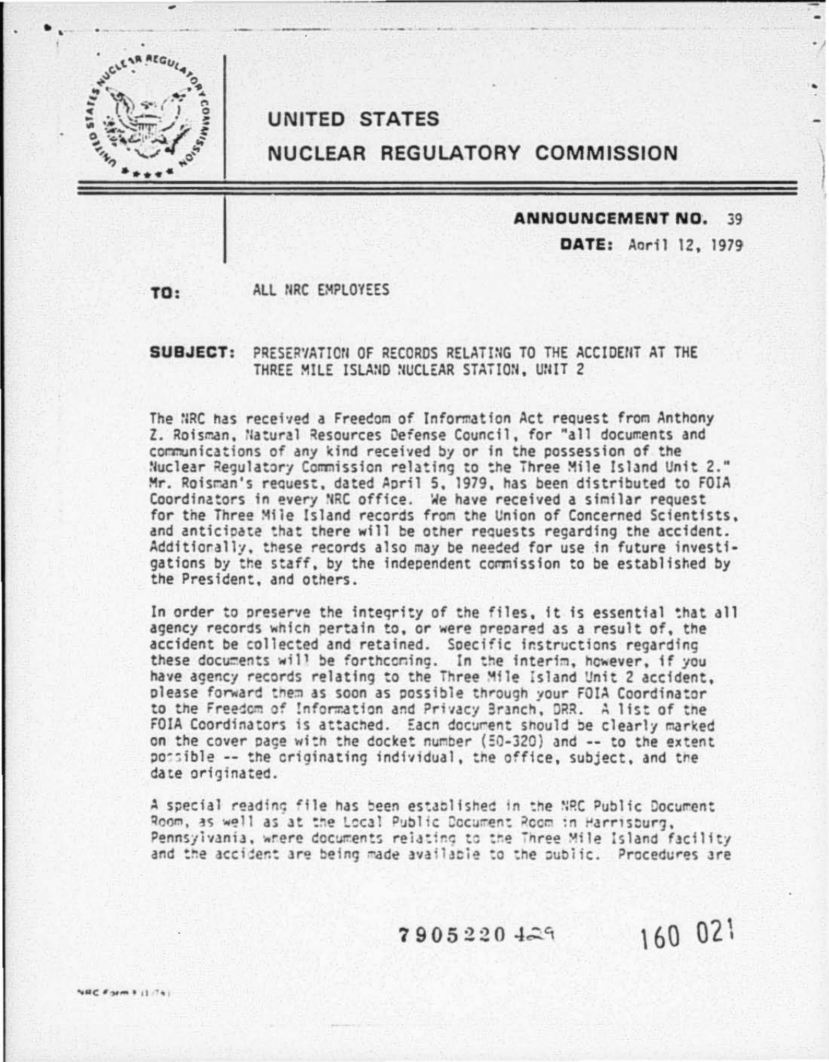# UNITED STATES NUCLEAR REGULATORY COMMISSION

**ANNOUNCEMENT NO.** 39

**DATE:** April 12, 1979

**TO:** ALL NRC EMPLOYEES

**SUBJECT:** PRESERVATION OF RECORDS RELATING TO THE ACCIDENT AT THE THREE MILE ISLAND NUCLEAR STATION, UNIT 2

The NRC has received a Freedom of Information Act request from Anthony Z. Roisman, Natural Resources Defense Council, for "all documents and communications of any kind received by or in the possession of the Nuclear Regulatory Commission relating to the Three Mile Island Unit 2." Mr. Roisman's request, dated April 5, 1979, has been distributed to FOIA Coordinators in every NRC office. We have received a similar request for the Three Mile Island records from the Union of Concerned Scientists, and anticipate that there will be other requests regarding the accident. Additionally, these records also may be needed for use in future investigations by the staff, by the independent commission to be established by the President, and others.

In order to preserve the integrity of the files, it is essential that all agency records which pertain to, or were prepared as a result of, the accident be collected and retained. Specific instructions regarding these documents will be forthcoming. In the interim, however, if you have agency records relating to the Three Mile Island Unit 2 accident, please forward them as soon as possible through your FOIA Coordinator to the Freedom of Information and Privacy Branch, DRR. A list of the FOIA Coordinators is attached. Each document should be clearly marked on the cover page with the docket number (50-320) and -- to the extent possible -- the originating individual, the office, subject, and the date originated.

A special reading file has been established in the NRC Public Document Room, as well as at the Local Public Document Room in Harrisburg, Pennsylvania, where documents relating to the Three Mile Island facility and the accident are being made available to the public. Procedures are

7905220 429 160 021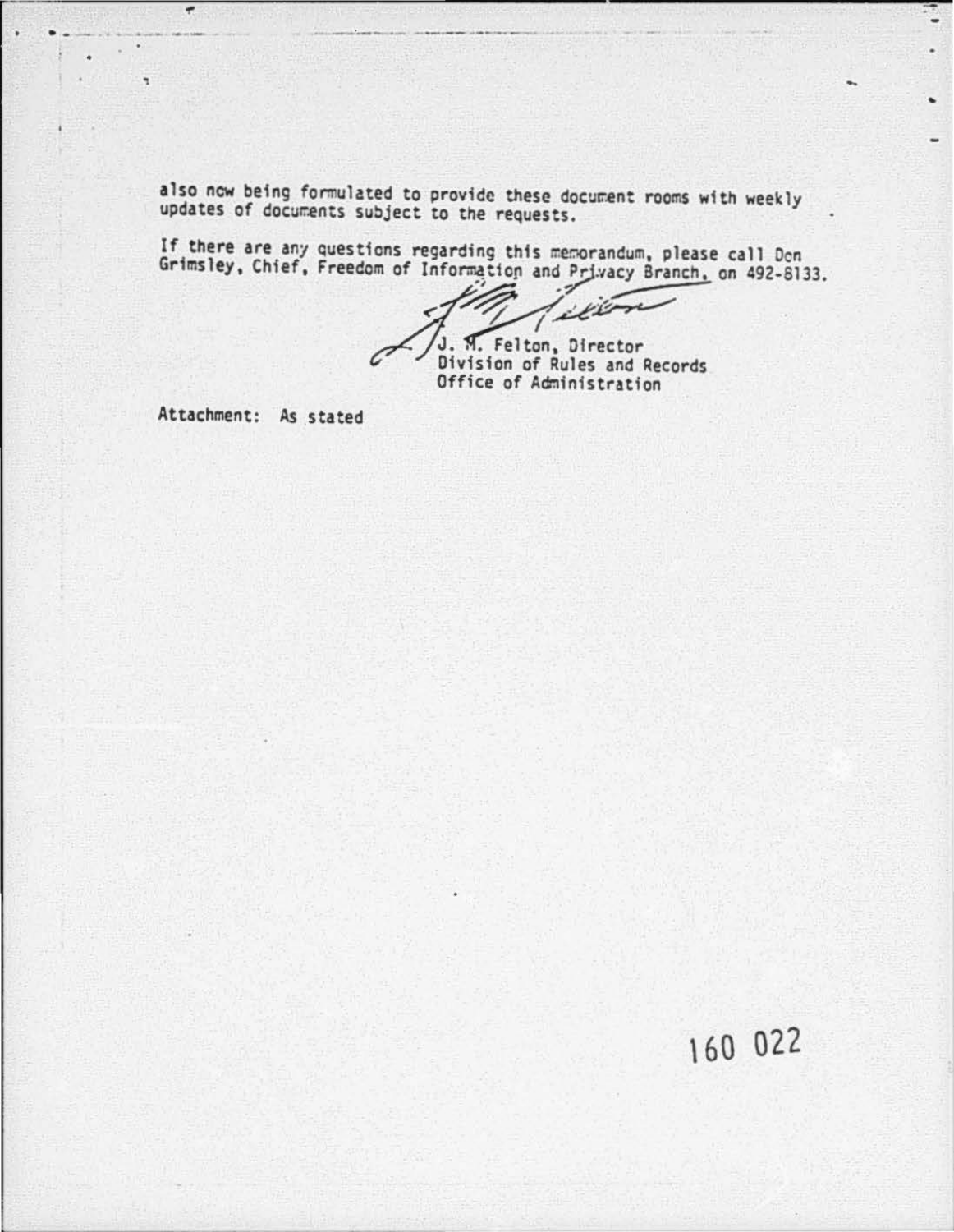also now being formulated to provide these document rooms with weekly updates of documents subject to the requests.

If there are any questions regarding this memorandum, please call Don Grimsley, Chief, Freedom of Information and Privacy Branch, on 492-8133.

J. M. Felton, Director
Division of Rules and Records
Office of Administration

Attachment: As stated

160 022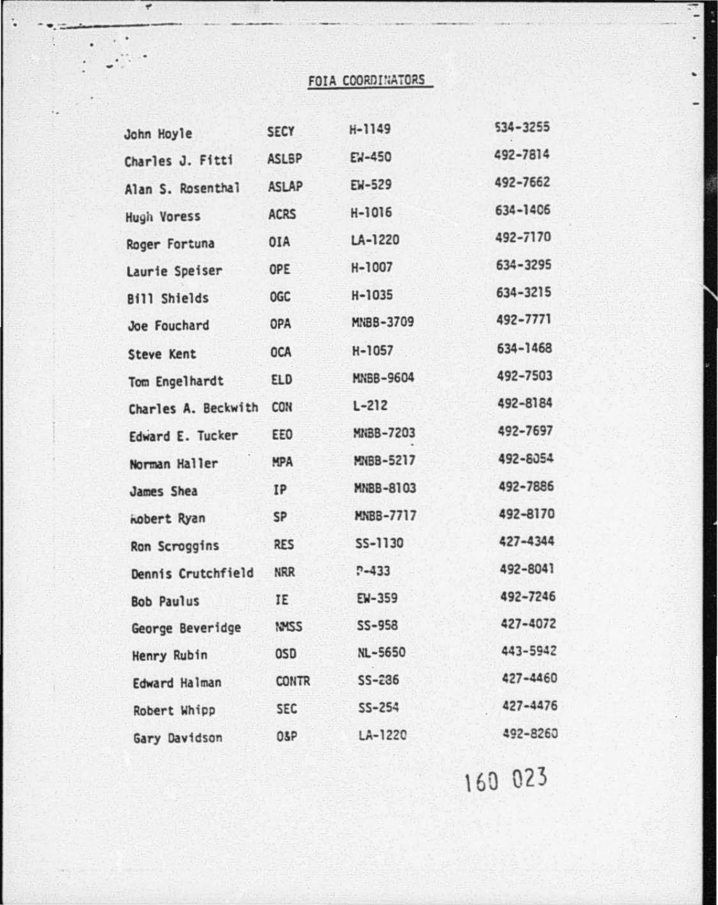## FOIA COORDINATORS

| | | | |
|---|---|---|---|
| John Hoyle | SECY | H-1149 | 534-3255 |
| Charles J. Fitti | ASLBP | EW-450 | 492-7814 |
| Alan S. Rosenthal | ASLAP | EW-529 | 492-7662 |
| Hugh Voress | ACRS | H-1016 | 634-1406 |
| Roger Fortuna | OIA | LA-1220 | 492-7170 |
| Laurie Speiser | OPE | H-1007 | 634-3295 |
| Bill Shields | OGC | H-1035 | 634-3215 |
| Joe Fouchard | OPA | MNBB-3709 | 492-7771 |
| Steve Kent | OCA | H-1057 | 634-1468 |
| Tom Engelhardt | ELD | MNBB-9604 | 492-7503 |
| Charles A. Beckwith | CON | L-212 | 492-8184 |
| Edward E. Tucker | EEO | MNBB-7203 | 492-7697 |
| Norman Haller | MPA | MNBB-5217 | 492-8054 |
| James Shea | IP | MNBB-8103 | 492-7886 |
| Robert Ryan | SP | MNBB-7717 | 492-8170 |
| Ron Scroggins | RES | SS-1130 | 427-4344 |
| Dennis Crutchfield | NRR | P-433 | 492-8041 |
| Bob Paulus | IE | EW-359 | 492-7246 |
| George Beveridge | NMSS | SS-958 | 427-4072 |
| Henry Rubin | OSD | NL-5650 | 443-5942 |
| Edward Halman | CONTR | SS-286 | 427-4460 |
| Robert Whipp | SEC | SS-254 | 427-4476 |
| Gary Davidson | O&P | LA-1220 | 492-8260 |

160 023